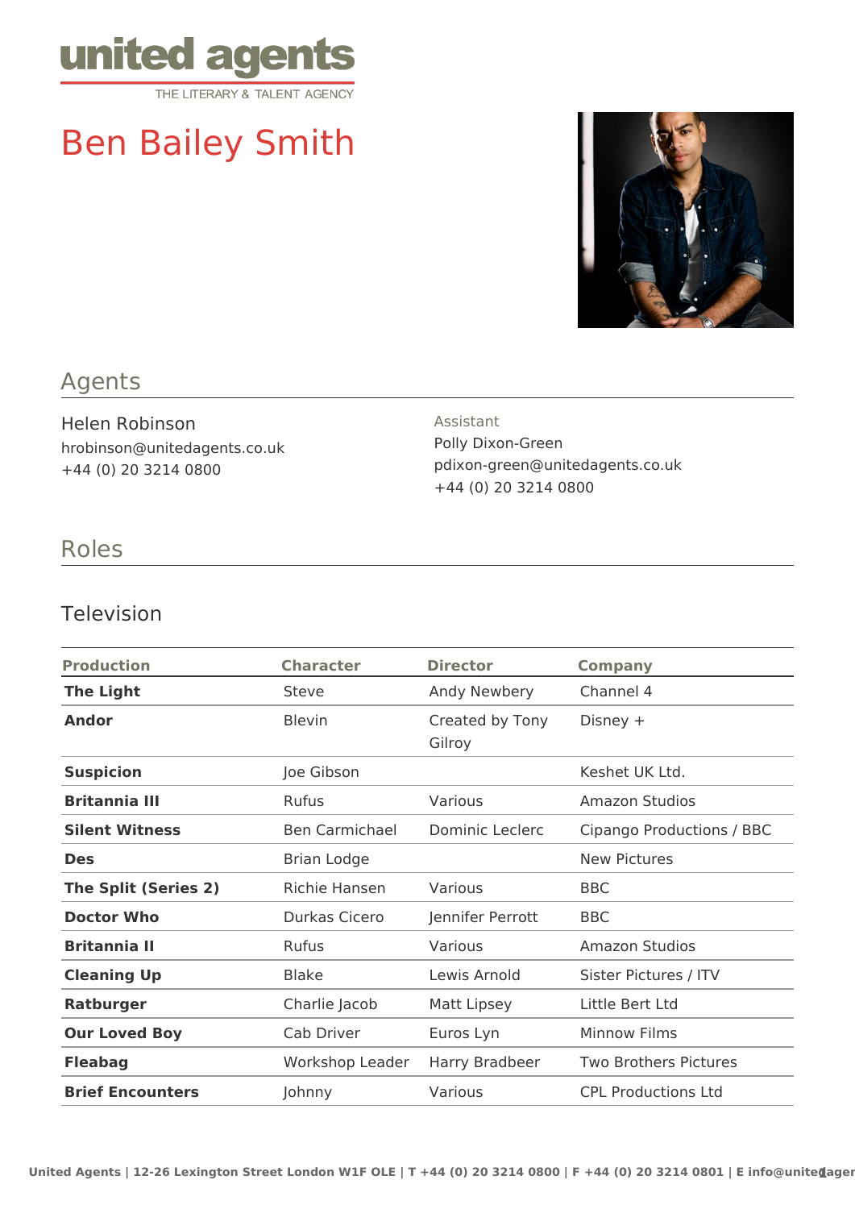united agents

THE LITERARY & TALENT AGENCY

# Ben Bailey Smith

## Agents

Helen Robinson
hrobinson@unitedagents.co.uk
+44 (0) 20 3214 0800

Assistant
Polly Dixon-Green
pdixon-green@unitedagents.co.uk
+44 (0) 20 3214 0800

## Roles

### Television

| Production | Character | Director | Company |
|---|---|---|---|
| **The Light** | Steve | Andy Newbery | Channel 4 |
| **Andor** | Blevin | Created by Tony Gilroy | Disney + |
| **Suspicion** | Joe Gibson | | Keshet UK Ltd. |
| **Britannia III** | Rufus | Various | Amazon Studios |
| **Silent Witness** | Ben Carmichael | Dominic Leclerc | Cipango Productions / BBC |
| **Des** | Brian Lodge | | New Pictures |
| **The Split (Series 2)** | Richie Hansen | Various | BBC |
| **Doctor Who** | Durkas Cicero | Jennifer Perrott | BBC |
| **Britannia II** | Rufus | Various | Amazon Studios |
| **Cleaning Up** | Blake | Lewis Arnold | Sister Pictures / ITV |
| **Ratburger** | Charlie Jacob | Matt Lipsey | Little Bert Ltd |
| **Our Loved Boy** | Cab Driver | Euros Lyn | Minnow Films |
| **Fleabag** | Workshop Leader | Harry Bradbeer | Two Brothers Pictures |
| **Brief Encounters** | Johnny | Various | CPL Productions Ltd |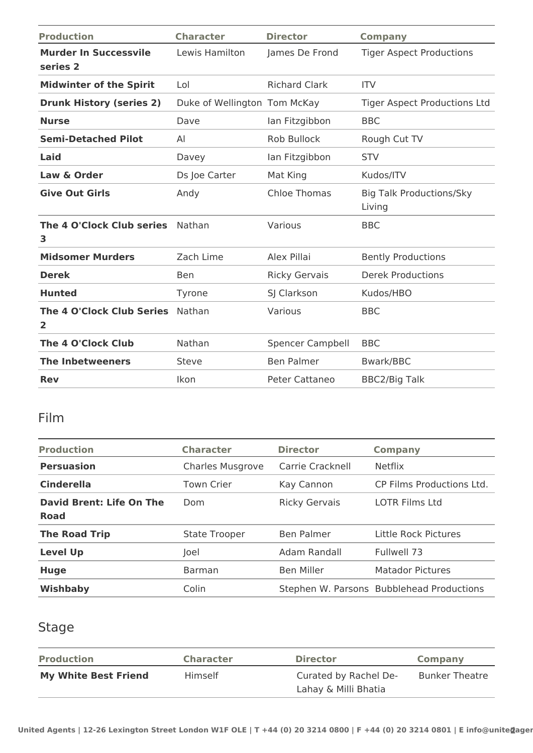| Production | Character | Director | Company |
|---|---|---|---|
| **Murder In Successvile series 2** | Lewis Hamilton | James De Frond | Tiger Aspect Productions |
| **Midwinter of the Spirit** | Lol | Richard Clark | ITV |
| **Drunk History (series 2)** | Duke of Wellington | Tom McKay | Tiger Aspect Productions Ltd |
| **Nurse** | Dave | Ian Fitzgibbon | BBC |
| **Semi-Detached Pilot** | Al | Rob Bullock | Rough Cut TV |
| **Laid** | Davey | Ian Fitzgibbon | STV |
| **Law & Order** | Ds Joe Carter | Mat King | Kudos/ITV |
| **Give Out Girls** | Andy | Chloe Thomas | Big Talk Productions/Sky Living |
| **The 4 O'Clock Club series 3** | Nathan | Various | BBC |
| **Midsomer Murders** | Zach Lime | Alex Pillai | Bently Productions |
| **Derek** | Ben | Ricky Gervais | Derek Productions |
| **Hunted** | Tyrone | SJ Clarkson | Kudos/HBO |
| **The 4 O'Clock Club Series 2** | Nathan | Various | BBC |
| **The 4 O'Clock Club** | Nathan | Spencer Campbell | BBC |
| **The Inbetweeners** | Steve | Ben Palmer | Bwark/BBC |
| **Rev** | Ikon | Peter Cattaneo | BBC2/Big Talk |

## Film

| Production | Character | Director | Company |
|---|---|---|---|
| **Persuasion** | Charles Musgrove | Carrie Cracknell | Netflix |
| **Cinderella** | Town Crier | Kay Cannon | CP Films Productions Ltd. |
| **David Brent: Life On The Road** | Dom | Ricky Gervais | LOTR Films Ltd |
| **The Road Trip** | State Trooper | Ben Palmer | Little Rock Pictures |
| **Level Up** | Joel | Adam Randall | Fullwell 73 |
| **Huge** | Barman | Ben Miller | Matador Pictures |
| **Wishbaby** | Colin | Stephen W. Parsons | Bubblehead Productions |

## Stage

| Production | Character | Director | Company |
|---|---|---|---|
| **My White Best Friend** | Himself | Curated by Rachel De-Lahay & Milli Bhatia | Bunker Theatre |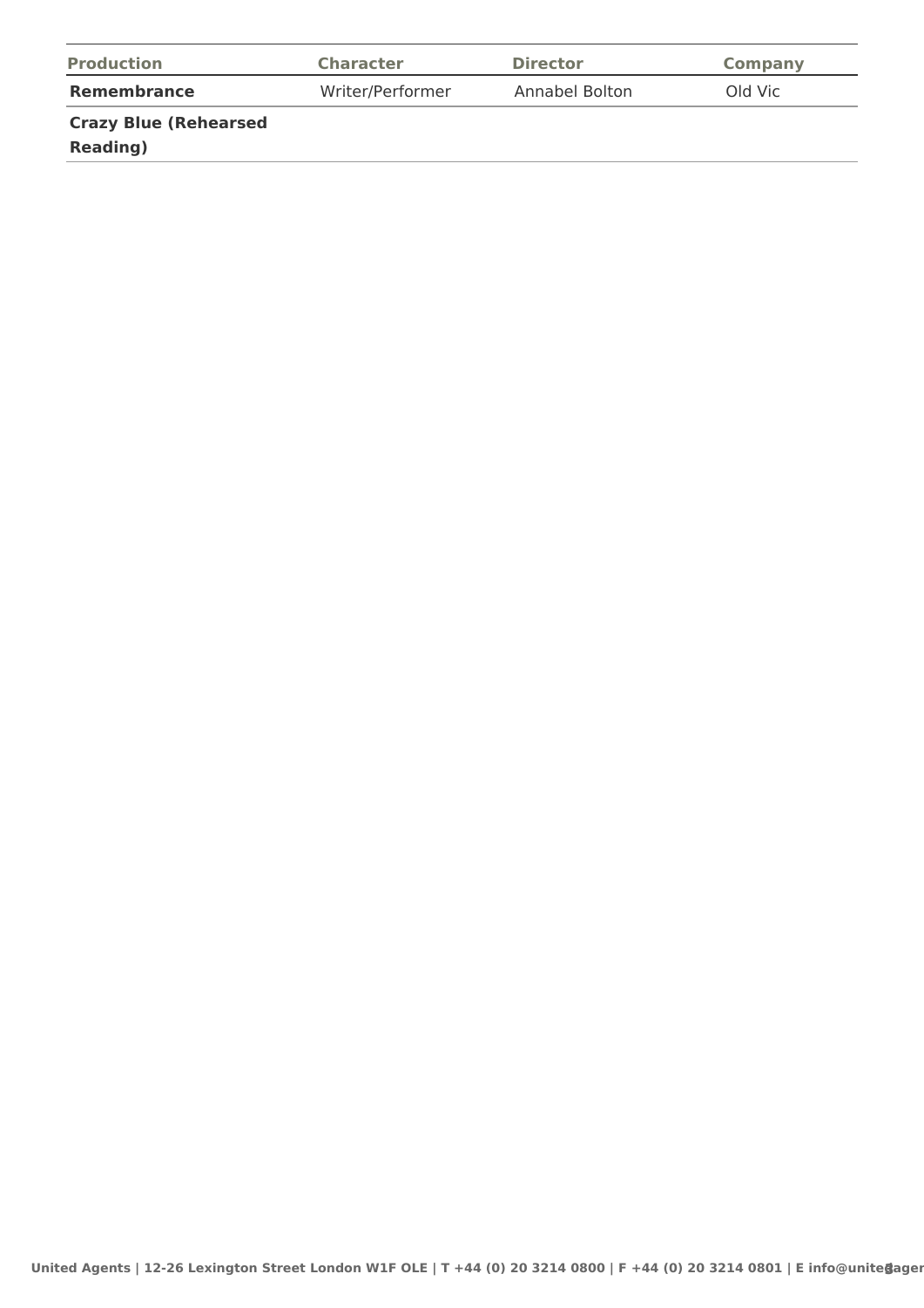| Production | Character | Director | Company |
|---|---|---|---|
| **Remembrance** | Writer/Performer | Annabel Bolton | Old Vic |
| **Crazy Blue (Rehearsed Reading)** | | | |